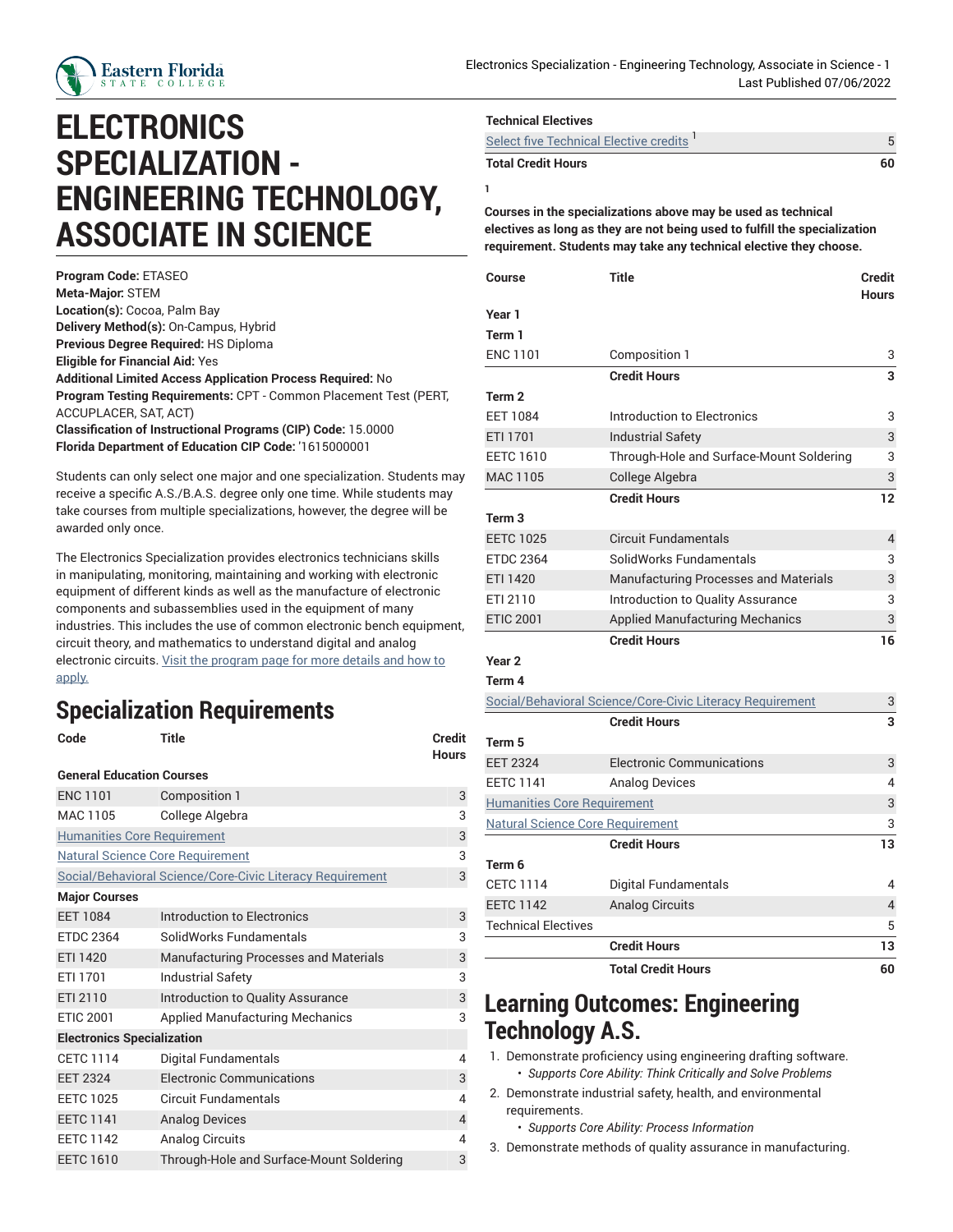# ELECTRONICS SPECIALIZATION - ENGINEERING TECHNOLOGY, ASSOCIATE IN SCIENCE

**Program Code:** ETASEO
**Meta-Major:** STEM
**Location(s):** Cocoa, Palm Bay
**Delivery Method(s):** On-Campus, Hybrid
**Previous Degree Required:** HS Diploma
**Eligible for Financial Aid:** Yes
**Additional Limited Access Application Process Required:** No
**Program Testing Requirements:** CPT - Common Placement Test (PERT, ACCUPLACER, SAT, ACT)
**Classification of Instructional Programs (CIP) Code:** 15.0000
**Florida Department of Education CIP Code:** '1615000001

Students can only select one major and one specialization. Students may receive a specific A.S./B.A.S. degree only one time. While students may take courses from multiple specializations, however, the degree will be awarded only once.

The Electronics Specialization provides electronics technicians skills in manipulating, monitoring, maintaining and working with electronic equipment of different kinds as well as the manufacture of electronic components and subassemblies used in the equipment of many industries. This includes the use of common electronic bench equipment, circuit theory, and mathematics to understand digital and analog electronic circuits. Visit the program page for more details and how to apply.

## Specialization Requirements

| Code | Title | Credit Hours |
|---|---|---|
| **General Education Courses** | | |
| ENC 1101 | Composition 1 | 3 |
| MAC 1105 | College Algebra | 3 |
| Humanities Core Requirement | | 3 |
| Natural Science Core Requirement | | 3 |
| Social/Behavioral Science/Core-Civic Literacy Requirement | | 3 |
| **Major Courses** | | |
| EET 1084 | Introduction to Electronics | 3 |
| ETDC 2364 | SolidWorks Fundamentals | 3 |
| ETI 1420 | Manufacturing Processes and Materials | 3 |
| ETI 1701 | Industrial Safety | 3 |
| ETI 2110 | Introduction to Quality Assurance | 3 |
| ETIC 2001 | Applied Manufacturing Mechanics | 3 |
| **Electronics Specialization** | | |
| CETC 1114 | Digital Fundamentals | 4 |
| EET 2324 | Electronic Communications | 3 |
| EETC 1025 | Circuit Fundamentals | 4 |
| EETC 1141 | Analog Devices | 4 |
| EETC 1142 | Analog Circuits | 4 |
| EETC 1610 | Through-Hole and Surface-Mount Soldering | 3 |
| **Technical Electives** | | |
| Select five Technical Elective credits [1] | | 5 |
| **Total Credit Hours** | | **60** |

[1] **Courses in the specializations above may be used as technical electives as long as they are not being used to fulfill the specialization requirement. Students may take any technical elective they choose.**

| Course | Title | Credit Hours |
|---|---|---|
| **Year 1** | | |
| **Term 1** | | |
| ENC 1101 | Composition 1 | 3 |
| | **Credit Hours** | **3** |
| **Term 2** | | |
| EET 1084 | Introduction to Electronics | 3 |
| ETI 1701 | Industrial Safety | 3 |
| EETC 1610 | Through-Hole and Surface-Mount Soldering | 3 |
| MAC 1105 | College Algebra | 3 |
| | **Credit Hours** | **12** |
| **Term 3** | | |
| EETC 1025 | Circuit Fundamentals | 4 |
| ETDC 2364 | SolidWorks Fundamentals | 3 |
| ETI 1420 | Manufacturing Processes and Materials | 3 |
| ETI 2110 | Introduction to Quality Assurance | 3 |
| ETIC 2001 | Applied Manufacturing Mechanics | 3 |
| | **Credit Hours** | **16** |
| **Year 2** | | |
| **Term 4** | | |
| Social/Behavioral Science/Core-Civic Literacy Requirement | | 3 |
| | **Credit Hours** | **3** |
| **Term 5** | | |
| EET 2324 | Electronic Communications | 3 |
| EETC 1141 | Analog Devices | 4 |
| Humanities Core Requirement | | 3 |
| Natural Science Core Requirement | | 3 |
| | **Credit Hours** | **13** |
| **Term 6** | | |
| CETC 1114 | Digital Fundamentals | 4 |
| EETC 1142 | Analog Circuits | 4 |
| Technical Electives | | 5 |
| | **Credit Hours** | **13** |
| | **Total Credit Hours** | **60** |

## Learning Outcomes: Engineering Technology A.S.

1. Demonstrate proficiency using engineering drafting software.
   - *Supports Core Ability: Think Critically and Solve Problems*
2. Demonstrate industrial safety, health, and environmental requirements.
   - *Supports Core Ability: Process Information*
3. Demonstrate methods of quality assurance in manufacturing.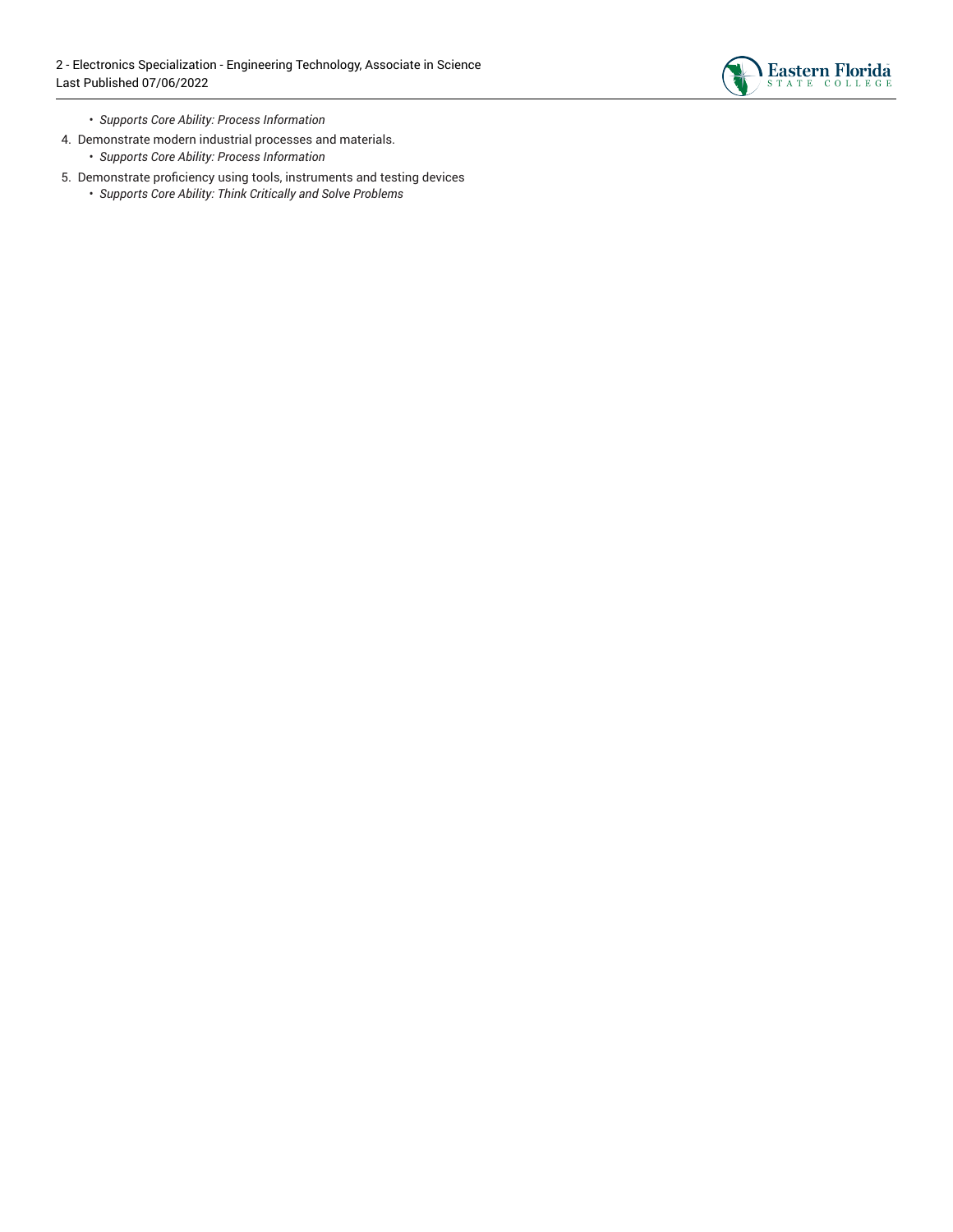- *Supports Core Ability: Process Information*

4. Demonstrate modern industrial processes and materials.
    - *Supports Core Ability: Process Information*
5. Demonstrate proficiency using tools, instruments and testing devices
    - *Supports Core Ability: Think Critically and Solve Problems*